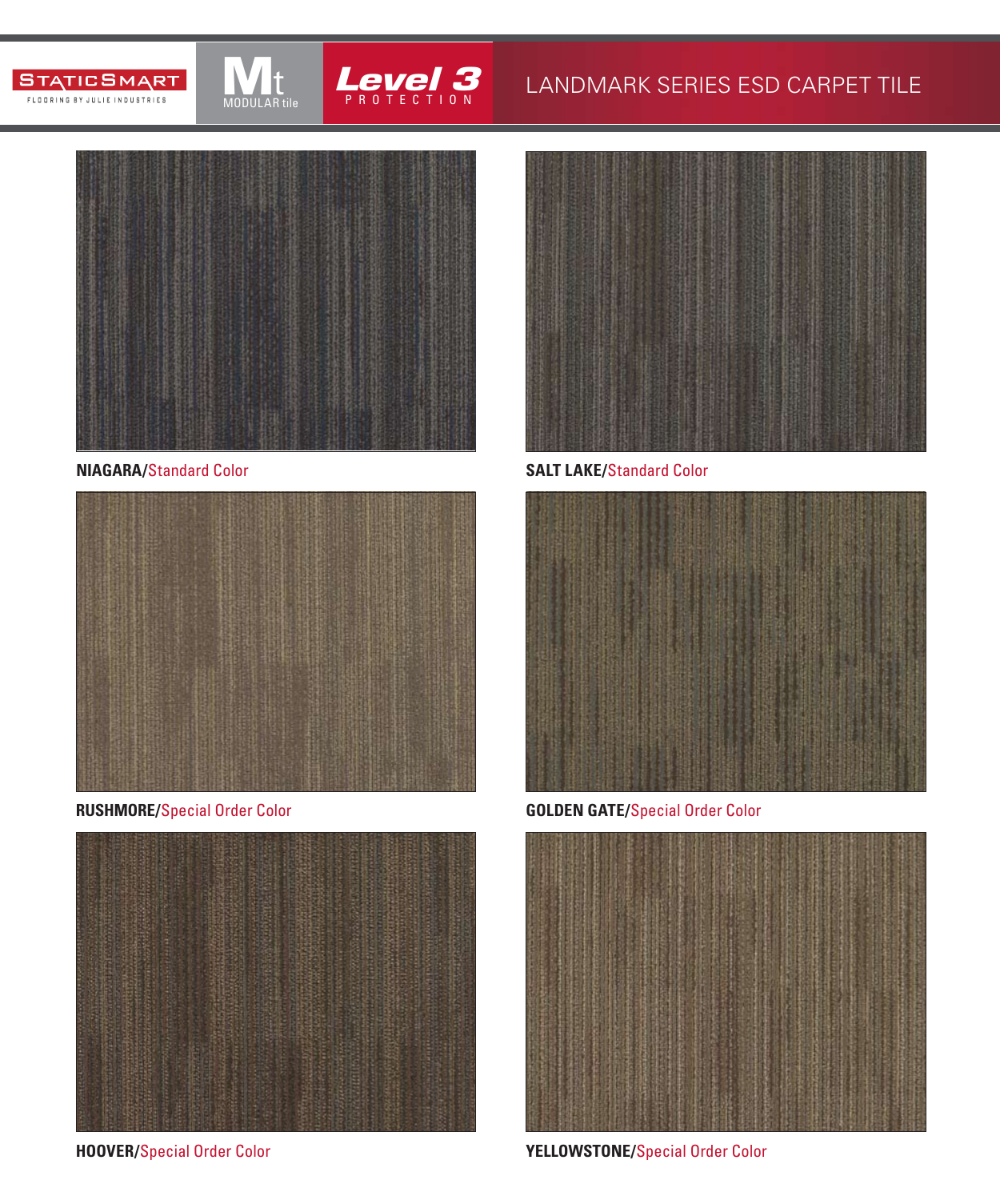STATICSMART

FLOORING BY JULIE INDUSTRIES

Mt MODULAR tile

Level 3 PROTECTION

# LANDMARK SERIES ESD CARPET TILE

**NIAGARA/**Standard Color

**SALT LAKE/**Standard Color

**RUSHMORE/**Special Order Color

**GOLDEN GATE/**Special Order Color

**HOOVER/**Special Order Color

**YELLOWSTONE/**Special Order Color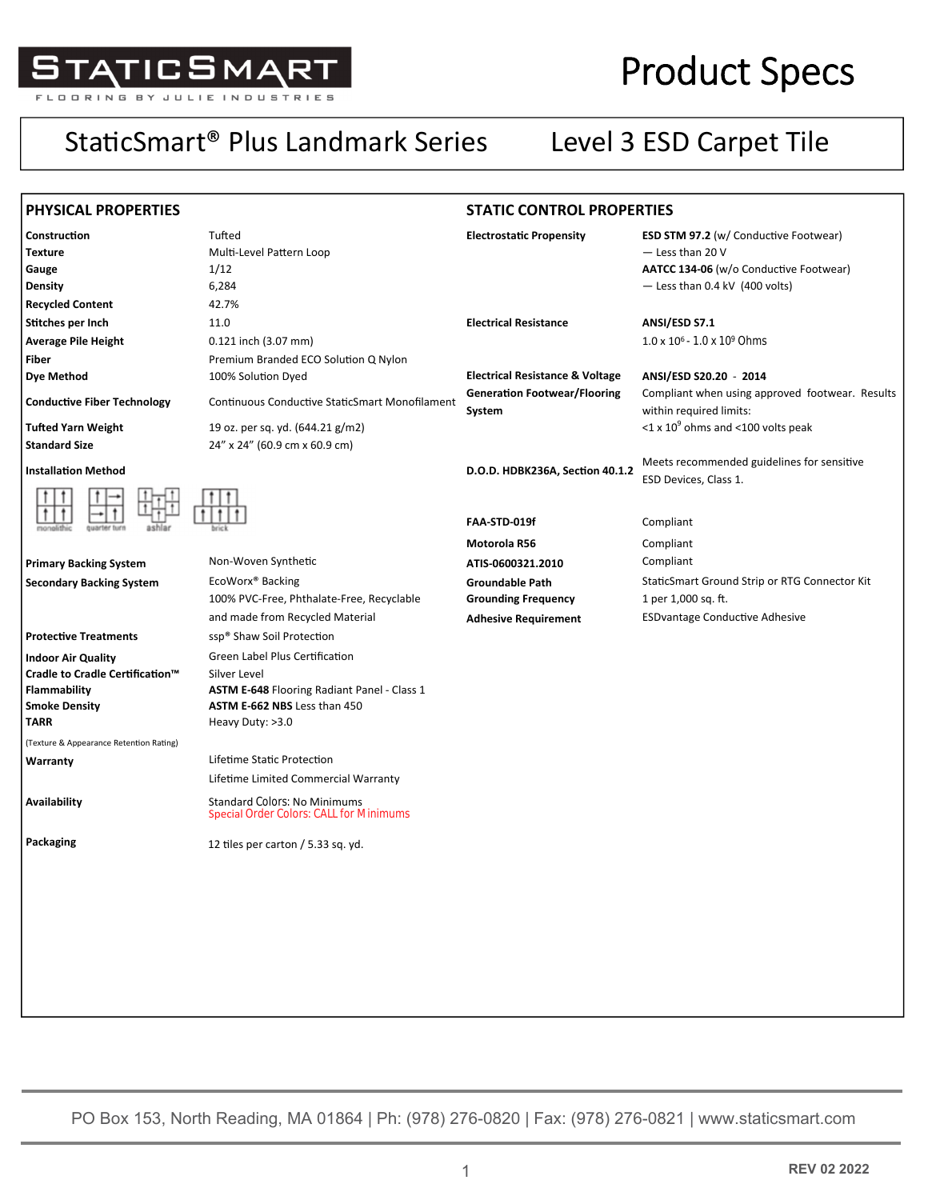# STATICSMART

FLOORING BY JULIE INDUSTRIES

# Product Specs

## StaticSmart® Plus Landmark Series — Level 3 ESD Carpet Tile

### PHYSICAL PROPERTIES

| | |
|---|---|
| **Construction** | Tufted |
| **Texture** | Multi-Level Pattern Loop |
| **Gauge** | 1/12 |
| **Density** | 6,284 |
| **Recycled Content** | 42.7% |
| **Stitches per Inch** | 11.0 |
| **Average Pile Height** | 0.121 inch (3.07 mm) |
| **Fiber** | Premium Branded ECO Solution Q Nylon |
| **Dye Method** | 100% Solution Dyed |
| **Conductive Fiber Technology** | Continuous Conductive StaticSmart Monofilament |
| **Tufted Yarn Weight** | 19 oz. per sq. yd. (644.21 g/m2) |
| **Standard Size** | 24" x 24" (60.9 cm x 60.9 cm) |
| **Installation Method** | monolithic, quarter turn, ashlar, brick |
| **Primary Backing System** | Non-Woven Synthetic |
| **Secondary Backing System** | EcoWorx® Backing<br>100% PVC-Free, Phthalate-Free, Recyclable and made from Recycled Material |
| **Protective Treatments** | ssp® Shaw Soil Protection |
| **Indoor Air Quality** | Green Label Plus Certification |
| **Cradle to Cradle Certification™** | Silver Level |
| **Flammability** | **ASTM E-648** Flooring Radiant Panel - Class 1 |
| **Smoke Density** | **ASTM E-662 NBS** Less than 450 |
| **TARR** (Texture & Appearance Retention Rating) | Heavy Duty: >3.0 |
| **Warranty** | Lifetime Static Protection<br>Lifetime Limited Commercial Warranty |
| **Availability** | Standard Colors: No Minimums<br>Special Order Colors: CALL for Minimums |
| **Packaging** | 12 tiles per carton / 5.33 sq. yd. |

### STATIC CONTROL PROPERTIES

| | |
|---|---|
| **Electrostatic Propensity** | **ESD STM 97.2** (w/ Conductive Footwear)<br>— Less than 20 V<br>**AATCC 134-06** (w/o Conductive Footwear)<br>— Less than 0.4 kV (400 volts) |
| **Electrical Resistance** | **ANSI/ESD S7.1**<br>$1.0 \times 10^6$ - $1.0 \times 10^9$ Ohms |
| **Electrical Resistance & Voltage Generation Footwear/Flooring System** | **ANSI/ESD S20.20 - 2014**<br>Compliant when using approved footwear. Results within required limits:<br>$<1 \times 10^9$ ohms and <100 volts peak |
| **D.O.D. HDBK236A, Section 40.1.2** | Meets recommended guidelines for sensitive ESD Devices, Class 1. |
| **FAA-STD-019f** | Compliant |
| **Motorola R56** | Compliant |
| **ATIS-0600321.2010** | Compliant |
| **Groundable Path** | StaticSmart Ground Strip or RTG Connector Kit |
| **Grounding Frequency** | 1 per 1,000 sq. ft. |
| **Adhesive Requirement** | ESDvantage Conductive Adhesive |

PO Box 153, North Reading, MA 01864 | Ph: (978) 276-0820 | Fax: (978) 276-0821 | www.staticsmart.com

REV 02 2022